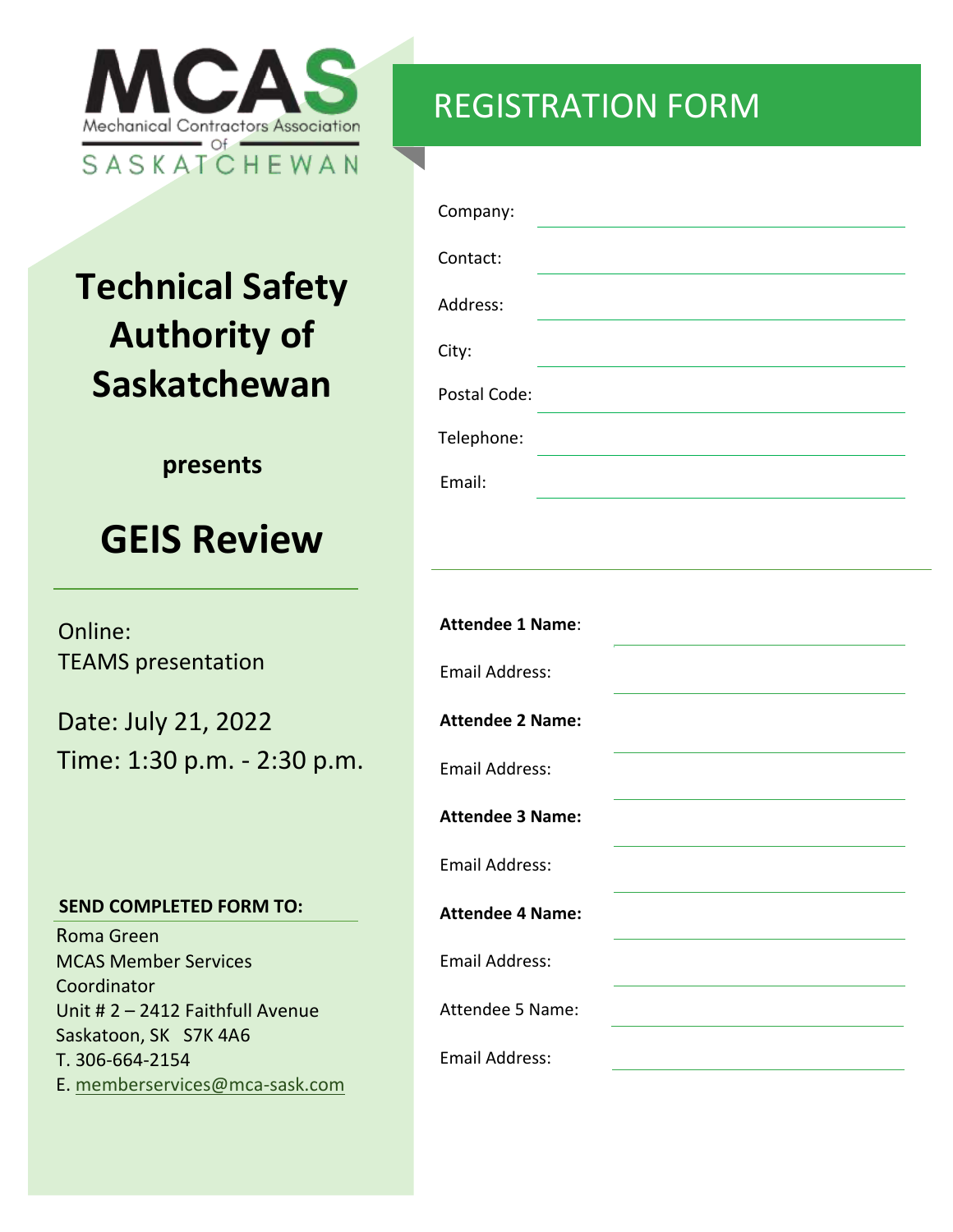MCAS
Mechanical Contractors Association Of
SASKATCHEWAN

# Technical Safety Authority of Saskatchewan

**presents**

# GEIS Review

Online:
TEAMS presentation

Date: July 21, 2022
Time: 1:30 p.m. - 2:30 p.m.

**SEND COMPLETED FORM TO:**

Roma Green
MCAS Member Services Coordinator
Unit # 2 – 2412 Faithfull Avenue
Saskatoon, SK S7K 4A6
T. 306-664-2154
E. memberservices@mca-sask.com

## REGISTRATION FORM

Company: ______________________

Contact: ______________________

Address: ______________________

City: ______________________

Postal Code: ______________________

Telephone: ______________________

Email: ______________________

**Attendee 1 Name**: ______________________

Email Address: ______________________

**Attendee 2 Name:** ______________________

Email Address: ______________________

**Attendee 3 Name:** ______________________

Email Address: ______________________

**Attendee 4 Name:** ______________________

Email Address: ______________________

Attendee 5 Name: ______________________

Email Address: ______________________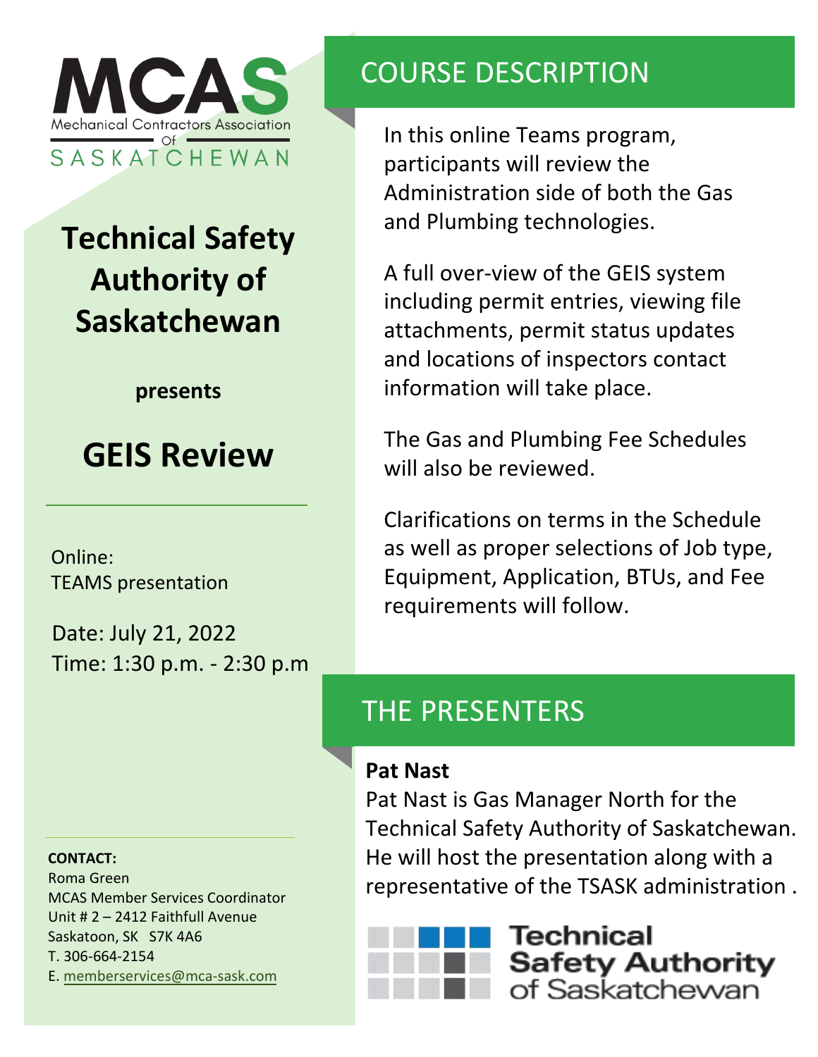MCAS

Mechanical Contractors Association Of SASKATCHEWAN

# Technical Safety Authority of Saskatchewan

**presents**

# GEIS Review

Online:
TEAMS presentation

Date: July 21, 2022
Time: 1:30 p.m. - 2:30 p.m

## COURSE DESCRIPTION

In this online Teams program, participants will review the Administration side of both the Gas and Plumbing technologies.

A full over-view of the GEIS system including permit entries, viewing file attachments, permit status updates and locations of inspectors contact information will take place.

The Gas and Plumbing Fee Schedules will also be reviewed.

Clarifications on terms in the Schedule as well as proper selections of Job type, Equipment, Application, BTUs, and Fee requirements will follow.

## THE PRESENTERS

**Pat Nast**

Pat Nast is Gas Manager North for the Technical Safety Authority of Saskatchewan. He will host the presentation along with a representative of the TSASK administration .

Technical Safety Authority of Saskatchewan

**CONTACT:**
Roma Green
MCAS Member Services Coordinator
Unit # 2 – 2412 Faithfull Avenue
Saskatoon, SK S7K 4A6
T. 306-664-2154
E. memberservices@mca-sask.com